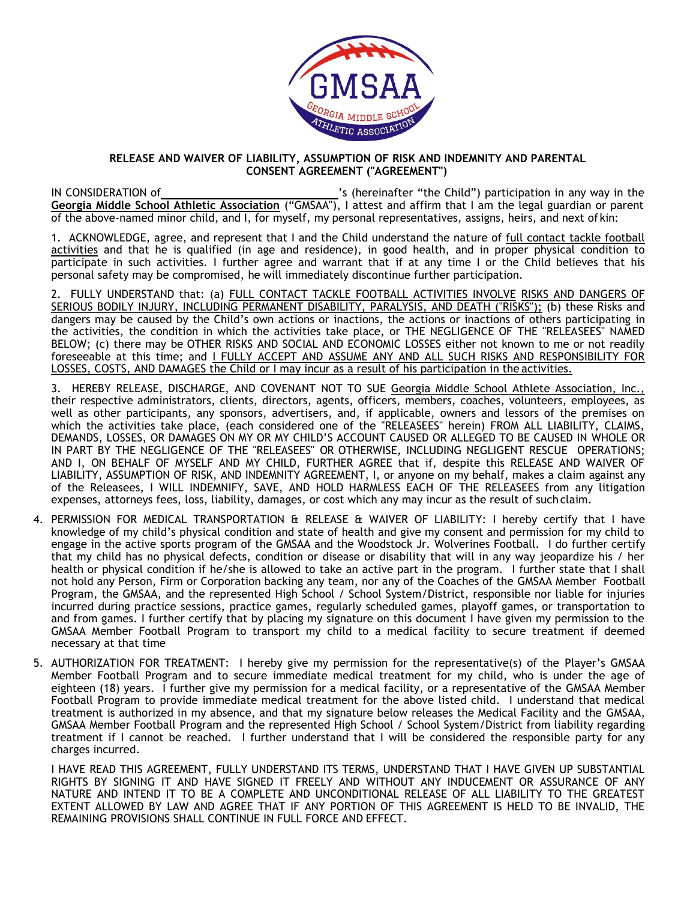**RELEASE AND WAIVER OF LIABILITY, ASSUMPTION OF RISK AND INDEMNITY AND PARENTAL CONSENT AGREEMENT ("AGREEMENT")**

IN CONSIDERATION of ______________________________'s (hereinafter "the Child") participation in any way in the **Georgia Middle School Athletic Association** ("GMSAA"), I attest and affirm that I am the legal guardian or parent of the above-named minor child, and I, for myself, my personal representatives, assigns, heirs, and next of kin:

1. ACKNOWLEDGE, agree, and represent that I and the Child understand the nature of full contact tackle football activities and that he is qualified (in age and residence), in good health, and in proper physical condition to participate in such activities. I further agree and warrant that if at any time I or the Child believes that his personal safety may be compromised, he will immediately discontinue further participation.

2. FULLY UNDERSTAND that: (a) FULL CONTACT TACKLE FOOTBALL ACTIVITIES INVOLVE RISKS AND DANGERS OF SERIOUS BODILY INJURY, INCLUDING PERMANENT DISABILITY, PARALYSIS, AND DEATH ("RISKS"); (b) these Risks and dangers may be caused by the Child's own actions or inactions, the actions or inactions of others participating in the activities, the condition in which the activities take place, or THE NEGLIGENCE OF THE "RELEASEES" NAMED BELOW; (c) there may be OTHER RISKS AND SOCIAL AND ECONOMIC LOSSES either not known to me or not readily foreseeable at this time; and I FULLY ACCEPT AND ASSUME ANY AND ALL SUCH RISKS AND RESPONSIBILITY FOR LOSSES, COSTS, AND DAMAGES the Child or I may incur as a result of his participation in the activities.

3. HEREBY RELEASE, DISCHARGE, AND COVENANT NOT TO SUE Georgia Middle School Athlete Association, Inc., their respective administrators, clients, directors, agents, officers, members, coaches, volunteers, employees, as well as other participants, any sponsors, advertisers, and, if applicable, owners and lessors of the premises on which the activities take place, (each considered one of the "RELEASEES" herein) FROM ALL LIABILITY, CLAIMS, DEMANDS, LOSSES, OR DAMAGES ON MY OR MY CHILD'S ACCOUNT CAUSED OR ALLEGED TO BE CAUSED IN WHOLE OR IN PART BY THE NEGLIGENCE OF THE "RELEASEES" OR OTHERWISE, INCLUDING NEGLIGENT RESCUE OPERATIONS; AND I, ON BEHALF OF MYSELF AND MY CHILD, FURTHER AGREE that if, despite this RELEASE AND WAIVER OF LIABILITY, ASSUMPTION OF RISK, AND INDEMNITY AGREEMENT, I, or anyone on my behalf, makes a claim against any of the Releasees, I WILL INDEMNIFY, SAVE, AND HOLD HARMLESS EACH OF THE RELEASEES from any litigation expenses, attorneys fees, loss, liability, damages, or cost which any may incur as the result of such claim.

4. PERMISSION FOR MEDICAL TRANSPORTATION & RELEASE & WAIVER OF LIABILITY: I hereby certify that I have knowledge of my child's physical condition and state of health and give my consent and permission for my child to engage in the active sports program of the GMSAA and the Woodstock Jr. Wolverines Football. I do further certify that my child has no physical defects, condition or disease or disability that will in any way jeopardize his / her health or physical condition if he/she is allowed to take an active part in the program. I further state that I shall not hold any Person, Firm or Corporation backing any team, nor any of the Coaches of the GMSAA Member Football Program, the GMSAA, and the represented High School / School System/District, responsible nor liable for injuries incurred during practice sessions, practice games, regularly scheduled games, playoff games, or transportation to and from games. I further certify that by placing my signature on this document I have given my permission to the GMSAA Member Football Program to transport my child to a medical facility to secure treatment if deemed necessary at that time

5. AUTHORIZATION FOR TREATMENT: I hereby give my permission for the representative(s) of the Player's GMSAA Member Football Program and to secure immediate medical treatment for my child, who is under the age of eighteen (18) years. I further give my permission for a medical facility, or a representative of the GMSAA Member Football Program to provide immediate medical treatment for the above listed child. I understand that medical treatment is authorized in my absence, and that my signature below releases the Medical Facility and the GMSAA, GMSAA Member Football Program and the represented High School / School System/District from liability regarding treatment if I cannot be reached. I further understand that I will be considered the responsible party for any charges incurred.

I HAVE READ THIS AGREEMENT, FULLY UNDERSTAND ITS TERMS, UNDERSTAND THAT I HAVE GIVEN UP SUBSTANTIAL RIGHTS BY SIGNING IT AND HAVE SIGNED IT FREELY AND WITHOUT ANY INDUCEMENT OR ASSURANCE OF ANY NATURE AND INTEND IT TO BE A COMPLETE AND UNCONDITIONAL RELEASE OF ALL LIABILITY TO THE GREATEST EXTENT ALLOWED BY LAW AND AGREE THAT IF ANY PORTION OF THIS AGREEMENT IS HELD TO BE INVALID, THE REMAINING PROVISIONS SHALL CONTINUE IN FULL FORCE AND EFFECT.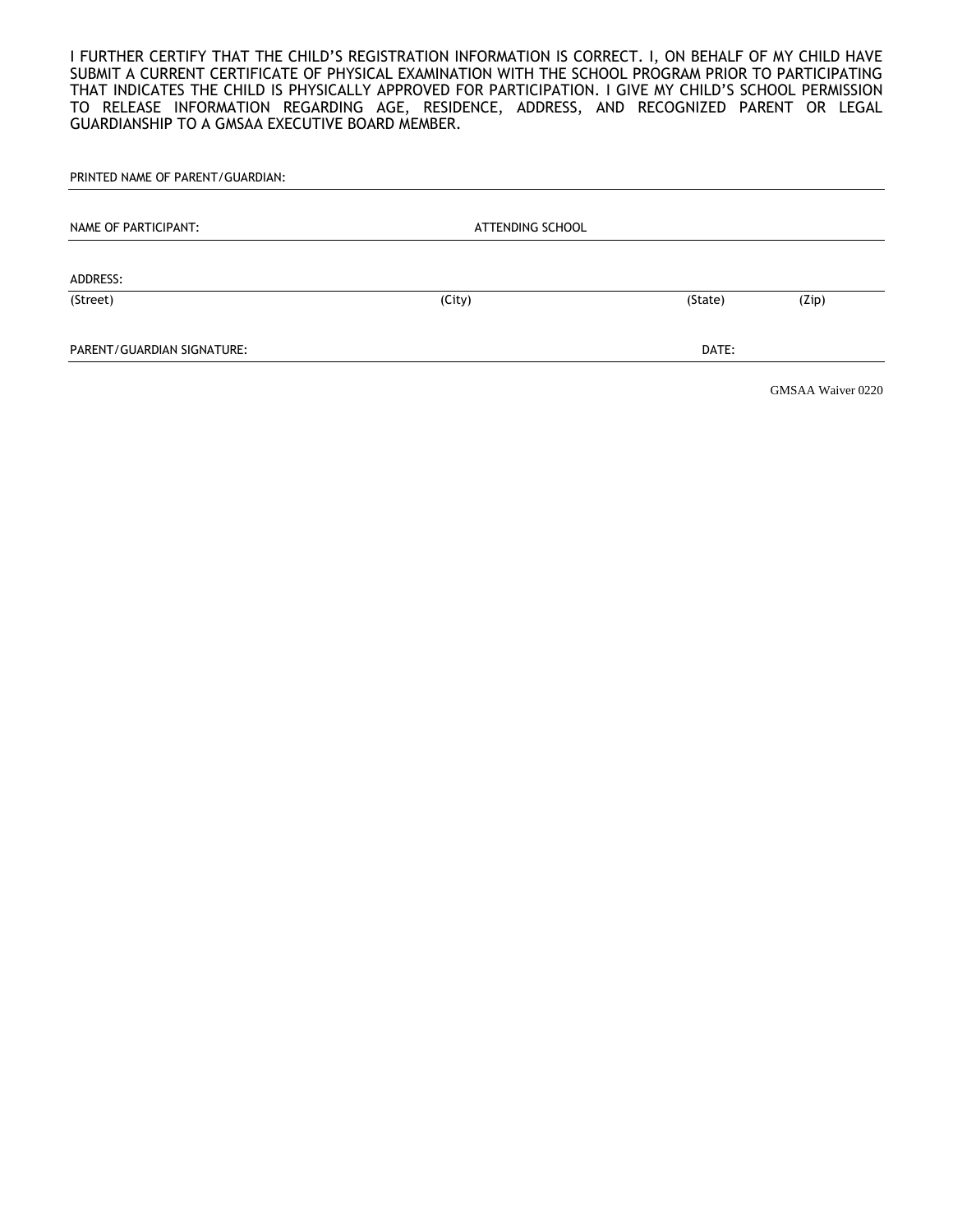I FURTHER CERTIFY THAT THE CHILD'S REGISTRATION INFORMATION IS CORRECT. I, ON BEHALF OF MY CHILD HAVE SUBMIT A CURRENT CERTIFICATE OF PHYSICAL EXAMINATION WITH THE SCHOOL PROGRAM PRIOR TO PARTICIPATING THAT INDICATES THE CHILD IS PHYSICALLY APPROVED FOR PARTICIPATION. I GIVE MY CHILD'S SCHOOL PERMISSION TO RELEASE INFORMATION REGARDING AGE, RESIDENCE, ADDRESS, AND RECOGNIZED PARENT OR LEGAL GUARDIANSHIP TO A GMSAA EXECUTIVE BOARD MEMBER.

PRINTED NAME OF PARENT/GUARDIAN: ______________________________

NAME OF PARTICIPANT: ______________________________ ATTENDING SCHOOL ______________________________

ADDRESS: ______________________________

(Street) (City) (State) (Zip)

PARENT/GUARDIAN SIGNATURE: ______________________________ DATE: ______________

GMSAA Waiver 0220